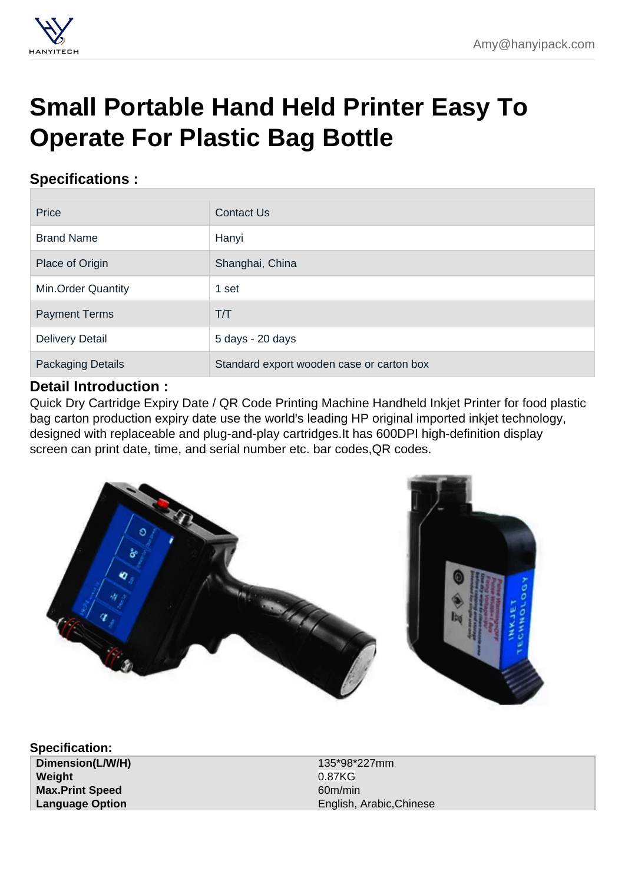# Small Portable Hand Held Printer Easy To Operate For Plastic Bag Bottle

## Specifications :

| | |
|---|---|
| Price | Contact Us |
| Brand Name | Hanyi |
| Place of Origin | Shanghai, China |
| Min.Order Quantity | 1 set |
| Payment Terms | T/T |
| Delivery Detail | 5 days - 20 days |
| Packaging Details | Standard export wooden case or carton box |

## Detail Introduction :

Quick Dry Cartridge Expiry Date / QR Code Printing Machine Handheld Inkjet Printer for food plastic bag carton production expiry date use the world's leading HP original imported inkjet technology, designed with replaceable and plug-and-play cartridges.It has 600DPI high-definition display screen can print date, time, and serial number etc. bar codes,QR codes.

**Specification:**

| | |
|---|---|
| **Dimension(L/W/H)** | 135*98*227mm |
| **Weight** | 0.87KG |
| **Max.Print Speed** | 60m/min |
| **Language Option** | English, Arabic,Chinese |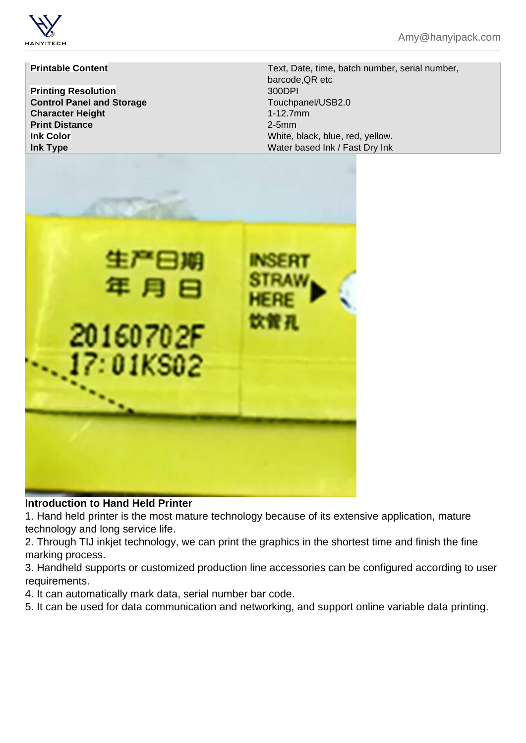| | |
|---|---|
| **Printable Content** | Text, Date, time, batch number, serial number, barcode,QR etc |
| **Printing Resolution** | 300DPI |
| **Control Panel and Storage** | Touchpanel/USB2.0 |
| **Character Height** | 1-12.7mm |
| **Print Distance** | 2-5mm |
| **Ink Color** | White, black, blue, red, yellow. |
| **Ink Type** | Water based Ink / Fast Dry Ink |

**Introduction to Hand Held Printer**

1. Hand held printer is the most mature technology because of its extensive application, mature technology and long service life.
2. Through TIJ inkjet technology, we can print the graphics in the shortest time and finish the fine marking process.
3. Handheld supports or customized production line accessories can be configured according to user requirements.
4. It can automatically mark data, serial number bar code.
5. It can be used for data communication and networking, and support online variable data printing.